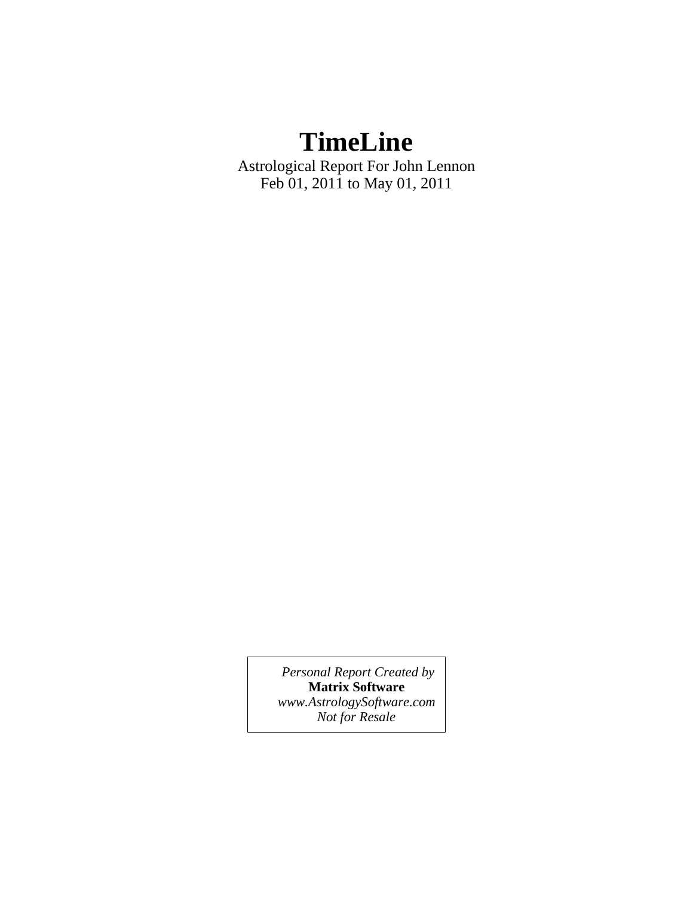# TimeLine

Astrological Report For John Lennon
Feb 01, 2011 to May 01, 2011

*Personal Report Created by*
**Matrix Software**
*www.AstrologySoftware.com*
*Not for Resale*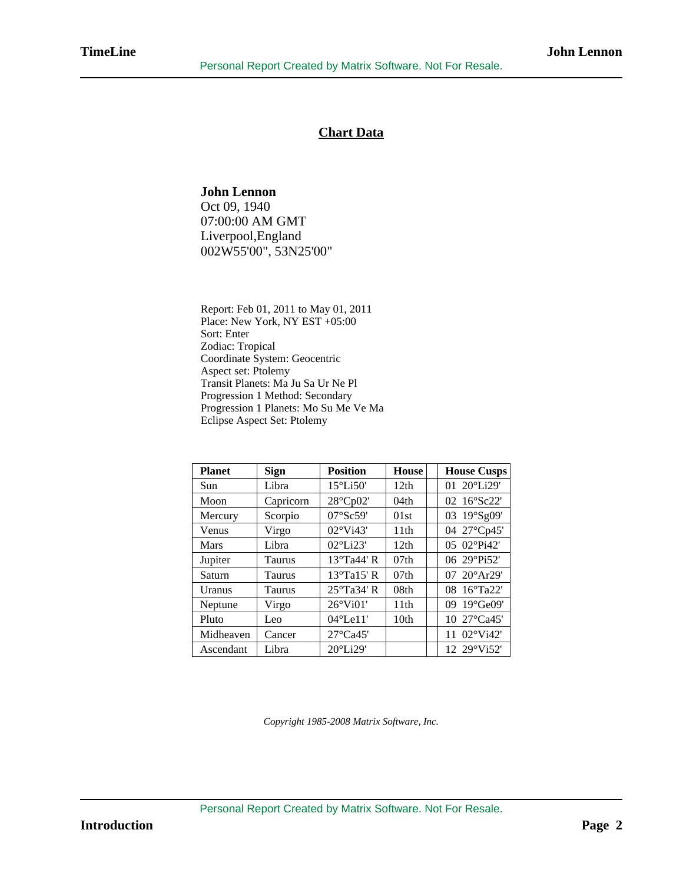## Chart Data

**John Lennon**
Oct 09, 1940
07:00:00 AM GMT
Liverpool,England
002W55'00", 53N25'00"

Report: Feb 01, 2011 to May 01, 2011
Place: New York, NY EST +05:00
Sort: Enter
Zodiac: Tropical
Coordinate System: Geocentric
Aspect set: Ptolemy
Transit Planets: Ma Ju Sa Ur Ne Pl
Progression 1 Method: Secondary
Progression 1 Planets: Mo Su Me Ve Ma
Eclipse Aspect Set: Ptolemy

| Planet | Sign | Position | House | | House Cusps |
|---|---|---|---|---|---|
| Sun | Libra | 15°Li50' | 12th | | 01 20°Li29' |
| Moon | Capricorn | 28°Cp02' | 04th | | 02 16°Sc22' |
| Mercury | Scorpio | 07°Sc59' | 01st | | 03 19°Sg09' |
| Venus | Virgo | 02°Vi43' | 11th | | 04 27°Cp45' |
| Mars | Libra | 02°Li23' | 12th | | 05 02°Pi42' |
| Jupiter | Taurus | 13°Ta44' R | 07th | | 06 29°Pi52' |
| Saturn | Taurus | 13°Ta15' R | 07th | | 07 20°Ar29' |
| Uranus | Taurus | 25°Ta34' R | 08th | | 08 16°Ta22' |
| Neptune | Virgo | 26°Vi01' | 11th | | 09 19°Ge09' |
| Pluto | Leo | 04°Le11' | 10th | | 10 27°Ca45' |
| Midheaven | Cancer | 27°Ca45' | | | 11 02°Vi42' |
| Ascendant | Libra | 20°Li29' | | | 12 29°Vi52' |

*Copyright 1985-2008 Matrix Software, Inc.*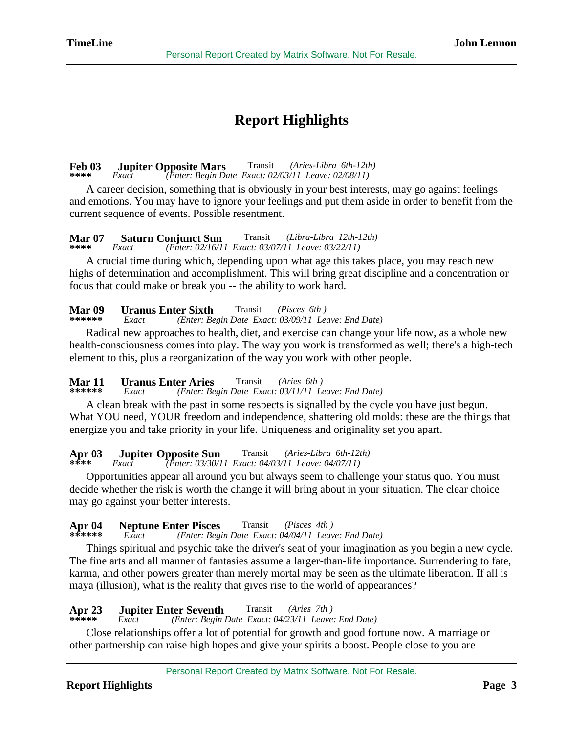# Report Highlights

**Feb 03** **Jupiter Opposite Mars** Transit *(Aries-Libra 6th-12th)*
**\*\*\*\*** *Exact* *(Enter: Begin Date Exact: 02/03/11 Leave: 02/08/11)*

A career decision, something that is obviously in your best interests, may go against feelings and emotions. You may have to ignore your feelings and put them aside in order to benefit from the current sequence of events. Possible resentment.

**Mar 07** **Saturn Conjunct Sun** Transit *(Libra-Libra 12th-12th)*
**\*\*\*\*** *Exact* *(Enter: 02/16/11 Exact: 03/07/11 Leave: 03/22/11)*

A crucial time during which, depending upon what age this takes place, you may reach new highs of determination and accomplishment. This will bring great discipline and a concentration or focus that could make or break you -- the ability to work hard.

**Mar 09** **Uranus Enter Sixth** Transit *(Pisces 6th )*
**\*\*\*\*\*\*** *Exact* *(Enter: Begin Date Exact: 03/09/11 Leave: End Date)*

Radical new approaches to health, diet, and exercise can change your life now, as a whole new health-consciousness comes into play. The way you work is transformed as well; there's a high-tech element to this, plus a reorganization of the way you work with other people.

**Mar 11** **Uranus Enter Aries** Transit *(Aries 6th )*
**\*\*\*\*\*\*** *Exact* *(Enter: Begin Date Exact: 03/11/11 Leave: End Date)*

A clean break with the past in some respects is signalled by the cycle you have just begun. What YOU need, YOUR freedom and independence, shattering old molds: these are the things that energize you and take priority in your life. Uniqueness and originality set you apart.

**Apr 03** **Jupiter Opposite Sun** Transit *(Aries-Libra 6th-12th)*
**\*\*\*\*** *Exact* *(Enter: 03/30/11 Exact: 04/03/11 Leave: 04/07/11)*

Opportunities appear all around you but always seem to challenge your status quo. You must decide whether the risk is worth the change it will bring about in your situation. The clear choice may go against your better interests.

**Apr 04** **Neptune Enter Pisces** Transit *(Pisces 4th )*
**\*\*\*\*\*\*** *Exact* *(Enter: Begin Date Exact: 04/04/11 Leave: End Date)*

Things spiritual and psychic take the driver's seat of your imagination as you begin a new cycle. The fine arts and all manner of fantasies assume a larger-than-life importance. Surrendering to fate, karma, and other powers greater than merely mortal may be seen as the ultimate liberation. If all is maya (illusion), what is the reality that gives rise to the world of appearances?

**Apr 23** **Jupiter Enter Seventh** Transit *(Aries 7th )*
**\*\*\*\*\*** *Exact* *(Enter: Begin Date Exact: 04/23/11 Leave: End Date)*

Close relationships offer a lot of potential for growth and good fortune now. A marriage or other partnership can raise high hopes and give your spirits a boost. People close to you are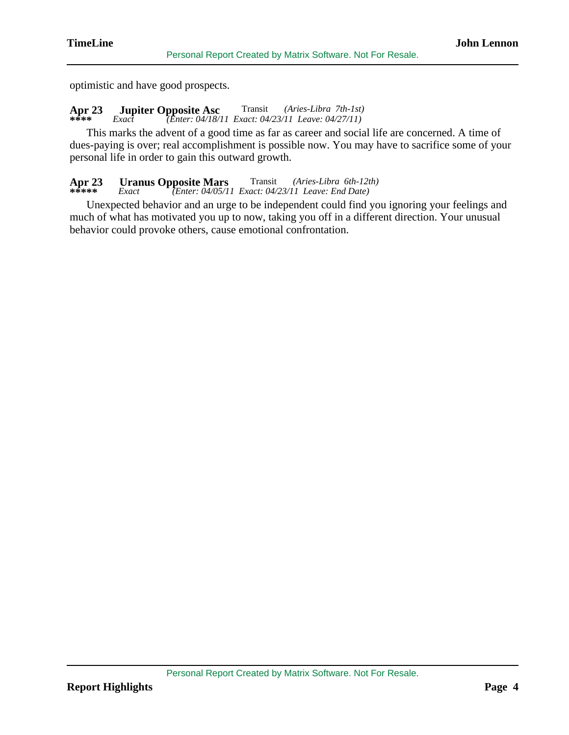optimistic and have good prospects.

**Apr 23** **Jupiter Opposite Asc** Transit *(Aries-Libra 7th-1st)*
**\*\*\*\*** *Exact* *(Enter: 04/18/11 Exact: 04/23/11 Leave: 04/27/11)*

This marks the advent of a good time as far as career and social life are concerned. A time of dues-paying is over; real accomplishment is possible now. You may have to sacrifice some of your personal life in order to gain this outward growth.

**Apr 23** **Uranus Opposite Mars** Transit *(Aries-Libra 6th-12th)*
**\*\*\*\*\*** *Exact* *(Enter: 04/05/11 Exact: 04/23/11 Leave: End Date)*

Unexpected behavior and an urge to be independent could find you ignoring your feelings and much of what has motivated you up to now, taking you off in a different direction. Your unusual behavior could provoke others, cause emotional confrontation.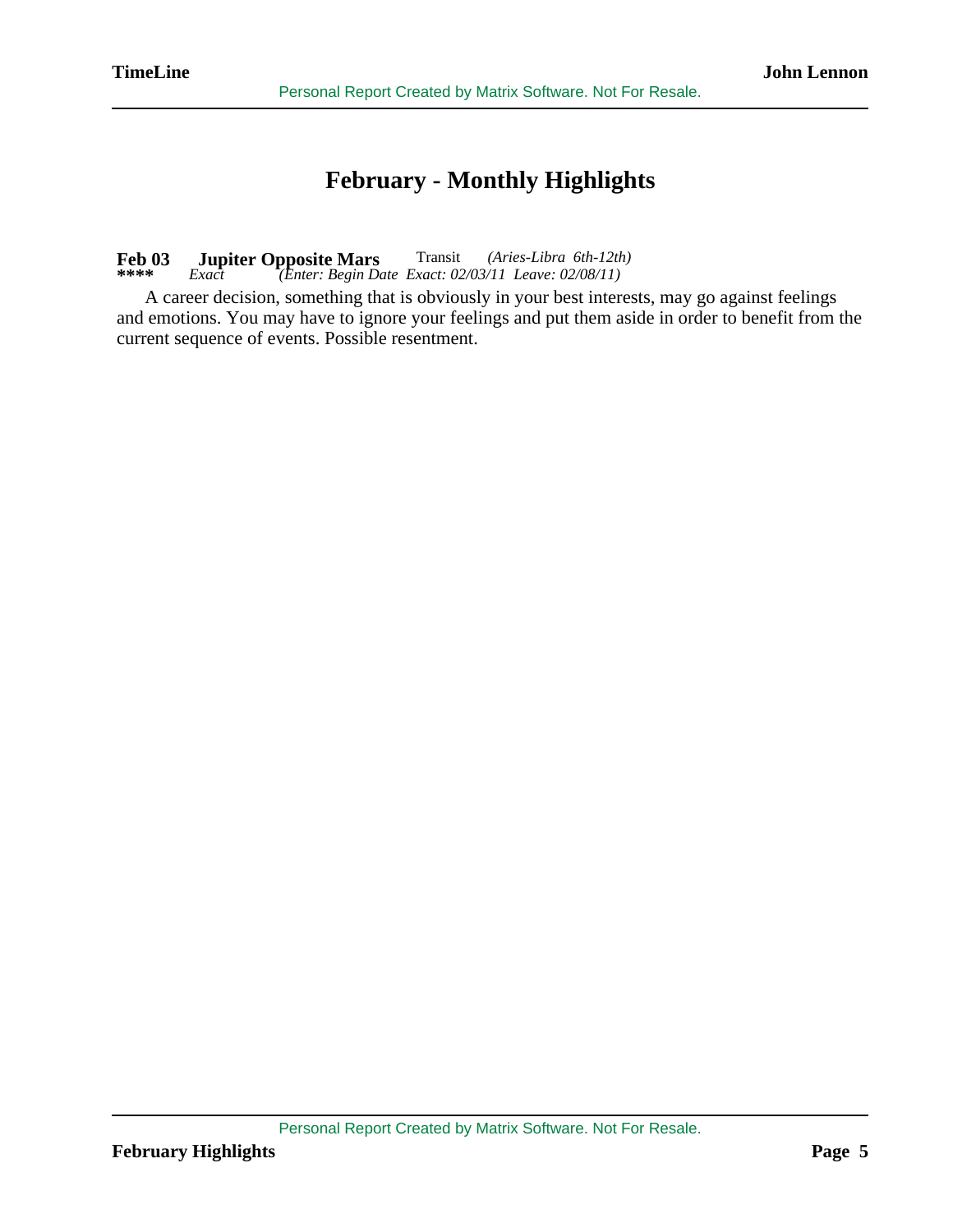# February - Monthly Highlights

**Feb 03** **Jupiter Opposite Mars** Transit *(Aries-Libra 6th-12th)*
**\*\*\*\*** *Exact* *(Enter: Begin Date Exact: 02/03/11 Leave: 02/08/11)*

A career decision, something that is obviously in your best interests, may go against feelings and emotions. You may have to ignore your feelings and put them aside in order to benefit from the current sequence of events. Possible resentment.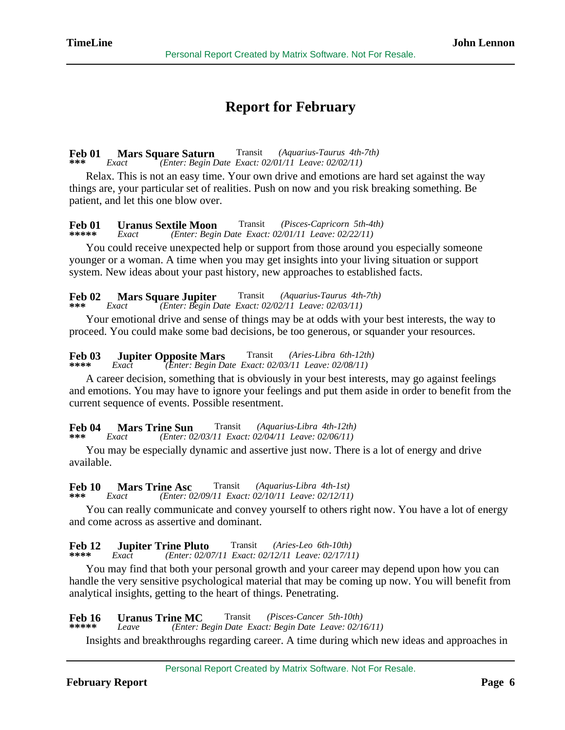# Report for February

**Feb 01** **Mars Square Saturn** Transit *(Aquarius-Taurus 4th-7th)*
**\*\*\*** *Exact* *(Enter: Begin Date Exact: 02/01/11 Leave: 02/02/11)*

Relax. This is not an easy time. Your own drive and emotions are hard set against the way things are, your particular set of realities. Push on now and you risk breaking something. Be patient, and let this one blow over.

**Feb 01** **Uranus Sextile Moon** Transit *(Pisces-Capricorn 5th-4th)*
**\*\*\*\*\*** *Exact* *(Enter: Begin Date Exact: 02/01/11 Leave: 02/22/11)*

You could receive unexpected help or support from those around you especially someone younger or a woman. A time when you may get insights into your living situation or support system. New ideas about your past history, new approaches to established facts.

**Feb 02** **Mars Square Jupiter** Transit *(Aquarius-Taurus 4th-7th)*
**\*\*\*** *Exact* *(Enter: Begin Date Exact: 02/02/11 Leave: 02/03/11)*

Your emotional drive and sense of things may be at odds with your best interests, the way to proceed. You could make some bad decisions, be too generous, or squander your resources.

**Feb 03** **Jupiter Opposite Mars** Transit *(Aries-Libra 6th-12th)*
**\*\*\*\*** *Exact* *(Enter: Begin Date Exact: 02/03/11 Leave: 02/08/11)*

A career decision, something that is obviously in your best interests, may go against feelings and emotions. You may have to ignore your feelings and put them aside in order to benefit from the current sequence of events. Possible resentment.

**Feb 04** **Mars Trine Sun** Transit *(Aquarius-Libra 4th-12th)*
**\*\*\*** *Exact* *(Enter: 02/03/11 Exact: 02/04/11 Leave: 02/06/11)*

You may be especially dynamic and assertive just now. There is a lot of energy and drive available.

**Feb 10** **Mars Trine Asc** Transit *(Aquarius-Libra 4th-1st)*
**\*\*\*** *Exact* *(Enter: 02/09/11 Exact: 02/10/11 Leave: 02/12/11)*

You can really communicate and convey yourself to others right now. You have a lot of energy and come across as assertive and dominant.

**Feb 12** **Jupiter Trine Pluto** Transit *(Aries-Leo 6th-10th)*
**\*\*\*\*** *Exact* *(Enter: 02/07/11 Exact: 02/12/11 Leave: 02/17/11)*

You may find that both your personal growth and your career may depend upon how you can handle the very sensitive psychological material that may be coming up now. You will benefit from analytical insights, getting to the heart of things. Penetrating.

**Feb 16** **Uranus Trine MC** Transit *(Pisces-Cancer 5th-10th)*
**\*\*\*\*\*** *Leave* *(Enter: Begin Date Exact: Begin Date Leave: 02/16/11)*

Insights and breakthroughs regarding career. A time during which new ideas and approaches in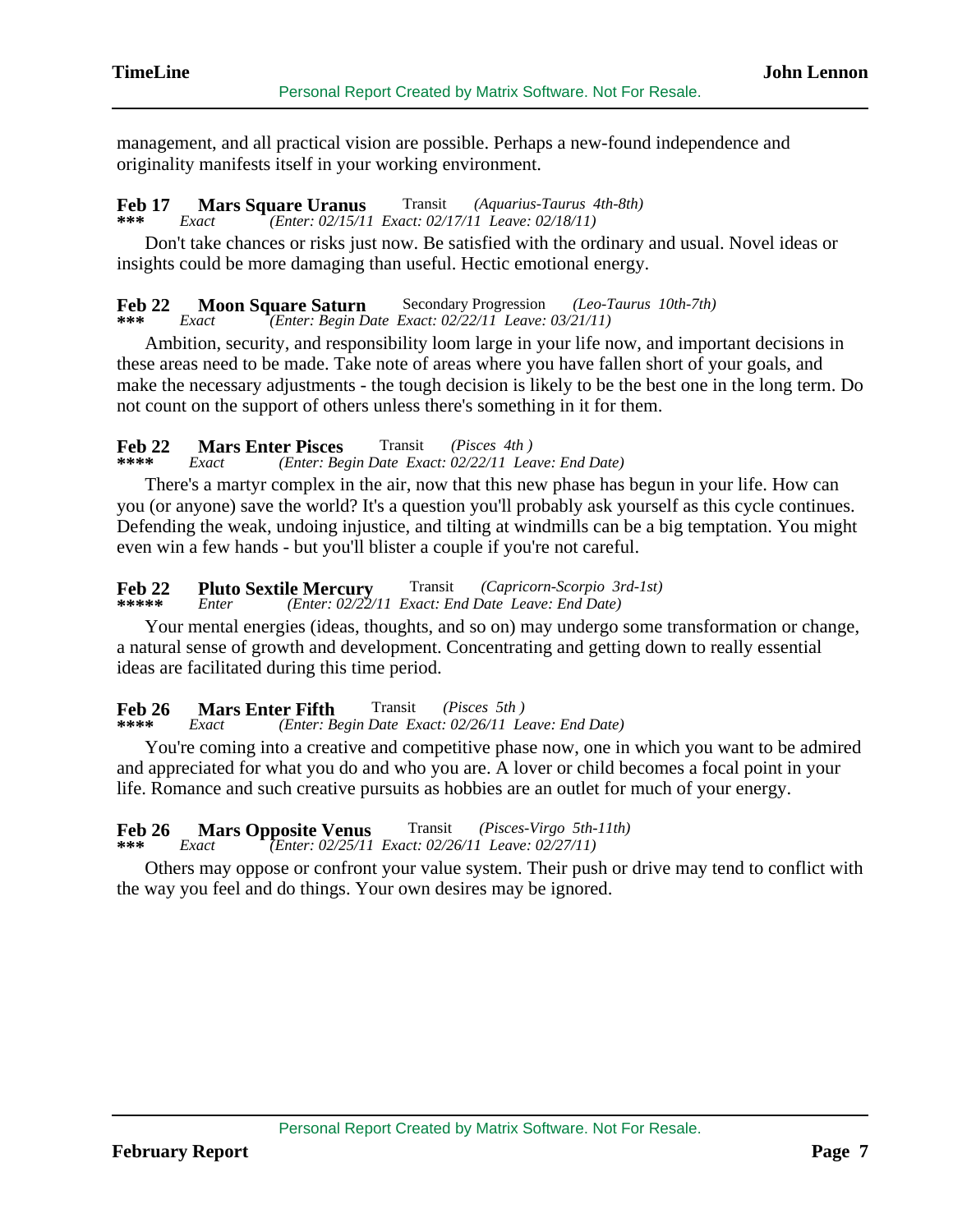management, and all practical vision are possible. Perhaps a new-found independence and originality manifests itself in your working environment.

**Feb 17** **Mars Square Uranus** Transit *(Aquarius-Taurus 4th-8th)*
**\*\*\*** *Exact* *(Enter: 02/15/11 Exact: 02/17/11 Leave: 02/18/11)*

Don't take chances or risks just now. Be satisfied with the ordinary and usual. Novel ideas or insights could be more damaging than useful. Hectic emotional energy.

**Feb 22** **Moon Square Saturn** Secondary Progression *(Leo-Taurus 10th-7th)*
**\*\*\*** *Exact* *(Enter: Begin Date Exact: 02/22/11 Leave: 03/21/11)*

Ambition, security, and responsibility loom large in your life now, and important decisions in these areas need to be made. Take note of areas where you have fallen short of your goals, and make the necessary adjustments - the tough decision is likely to be the best one in the long term. Do not count on the support of others unless there's something in it for them.

**Feb 22** **Mars Enter Pisces** Transit *(Pisces 4th )*
**\*\*\*\*** *Exact* *(Enter: Begin Date Exact: 02/22/11 Leave: End Date)*

There's a martyr complex in the air, now that this new phase has begun in your life. How can you (or anyone) save the world? It's a question you'll probably ask yourself as this cycle continues. Defending the weak, undoing injustice, and tilting at windmills can be a big temptation. You might even win a few hands - but you'll blister a couple if you're not careful.

**Feb 22** **Pluto Sextile Mercury** Transit *(Capricorn-Scorpio 3rd-1st)*
**\*\*\*\*\*** *Enter* *(Enter: 02/22/11 Exact: End Date Leave: End Date)*

Your mental energies (ideas, thoughts, and so on) may undergo some transformation or change, a natural sense of growth and development. Concentrating and getting down to really essential ideas are facilitated during this time period.

**Feb 26** **Mars Enter Fifth** Transit *(Pisces 5th )*
**\*\*\*\*** *Exact* *(Enter: Begin Date Exact: 02/26/11 Leave: End Date)*

You're coming into a creative and competitive phase now, one in which you want to be admired and appreciated for what you do and who you are. A lover or child becomes a focal point in your life. Romance and such creative pursuits as hobbies are an outlet for much of your energy.

**Feb 26** **Mars Opposite Venus** Transit *(Pisces-Virgo 5th-11th)*
**\*\*\*** *Exact* *(Enter: 02/25/11 Exact: 02/26/11 Leave: 02/27/11)*

Others may oppose or confront your value system. Their push or drive may tend to conflict with the way you feel and do things. Your own desires may be ignored.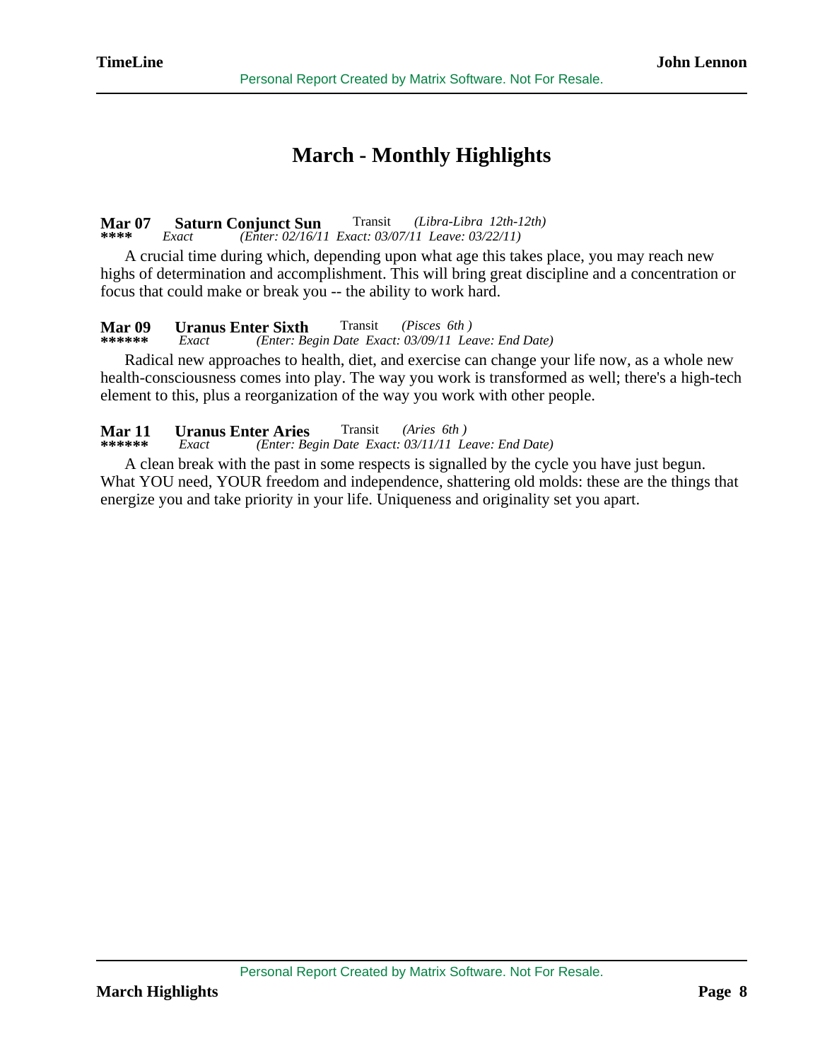# March - Monthly Highlights

**Mar 07** **Saturn Conjunct Sun** Transit *(Libra-Libra 12th-12th)*
**\*\*\*\*** *Exact* *(Enter: 02/16/11 Exact: 03/07/11 Leave: 03/22/11)*

A crucial time during which, depending upon what age this takes place, you may reach new highs of determination and accomplishment. This will bring great discipline and a concentration or focus that could make or break you -- the ability to work hard.

**Mar 09** **Uranus Enter Sixth** Transit *(Pisces 6th )*
**\*\*\*\*\*\*** *Exact* *(Enter: Begin Date Exact: 03/09/11 Leave: End Date)*

Radical new approaches to health, diet, and exercise can change your life now, as a whole new health-consciousness comes into play. The way you work is transformed as well; there's a high-tech element to this, plus a reorganization of the way you work with other people.

**Mar 11** **Uranus Enter Aries** Transit *(Aries 6th )*
**\*\*\*\*\*\*** *Exact* *(Enter: Begin Date Exact: 03/11/11 Leave: End Date)*

A clean break with the past in some respects is signalled by the cycle you have just begun. What YOU need, YOUR freedom and independence, shattering old molds: these are the things that energize you and take priority in your life. Uniqueness and originality set you apart.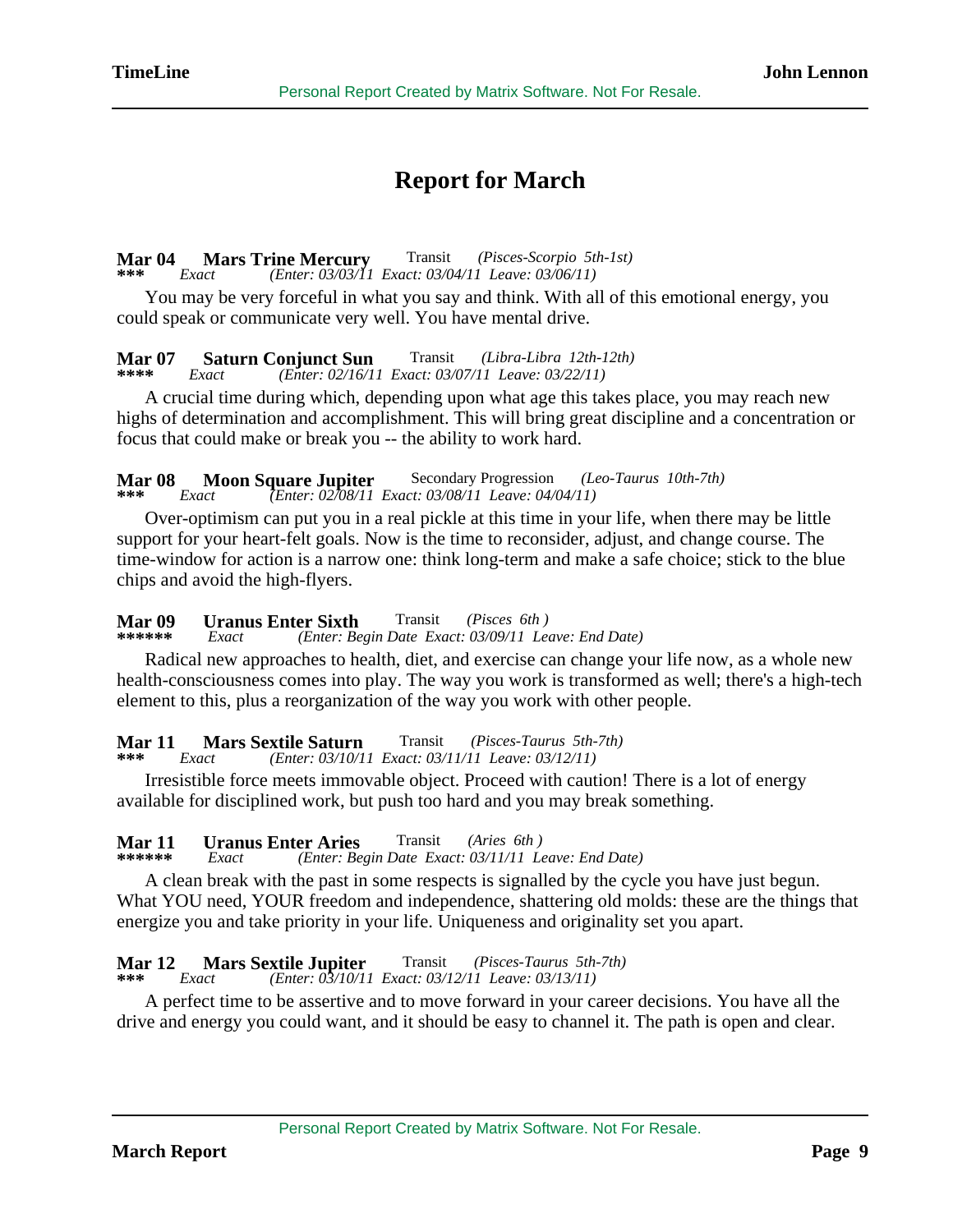# Report for March

**Mar 04** **Mars Trine Mercury** Transit *(Pisces-Scorpio 5th-1st)*
*** *Exact* *(Enter: 03/03/11 Exact: 03/04/11 Leave: 03/06/11)*

You may be very forceful in what you say and think. With all of this emotional energy, you could speak or communicate very well. You have mental drive.

**Mar 07** **Saturn Conjunct Sun** Transit *(Libra-Libra 12th-12th)*
**** *Exact* *(Enter: 02/16/11 Exact: 03/07/11 Leave: 03/22/11)*

A crucial time during which, depending upon what age this takes place, you may reach new highs of determination and accomplishment. This will bring great discipline and a concentration or focus that could make or break you -- the ability to work hard.

**Mar 08** **Moon Square Jupiter** Secondary Progression *(Leo-Taurus 10th-7th)*
*** *Exact* *(Enter: 02/08/11 Exact: 03/08/11 Leave: 04/04/11)*

Over-optimism can put you in a real pickle at this time in your life, when there may be little support for your heart-felt goals. Now is the time to reconsider, adjust, and change course. The time-window for action is a narrow one: think long-term and make a safe choice; stick to the blue chips and avoid the high-flyers.

**Mar 09** **Uranus Enter Sixth** Transit *(Pisces 6th )*
****** *Exact* *(Enter: Begin Date Exact: 03/09/11 Leave: End Date)*

Radical new approaches to health, diet, and exercise can change your life now, as a whole new health-consciousness comes into play. The way you work is transformed as well; there's a high-tech element to this, plus a reorganization of the way you work with other people.

**Mar 11** **Mars Sextile Saturn** Transit *(Pisces-Taurus 5th-7th)*
*** *Exact* *(Enter: 03/10/11 Exact: 03/11/11 Leave: 03/12/11)*

Irresistible force meets immovable object. Proceed with caution! There is a lot of energy available for disciplined work, but push too hard and you may break something.

**Mar 11** **Uranus Enter Aries** Transit *(Aries 6th )*
****** *Exact* *(Enter: Begin Date Exact: 03/11/11 Leave: End Date)*

A clean break with the past in some respects is signalled by the cycle you have just begun. What YOU need, YOUR freedom and independence, shattering old molds: these are the things that energize you and take priority in your life. Uniqueness and originality set you apart.

**Mar 12** **Mars Sextile Jupiter** Transit *(Pisces-Taurus 5th-7th)*
*** *Exact* *(Enter: 03/10/11 Exact: 03/12/11 Leave: 03/13/11)*

A perfect time to be assertive and to move forward in your career decisions. You have all the drive and energy you could want, and it should be easy to channel it. The path is open and clear.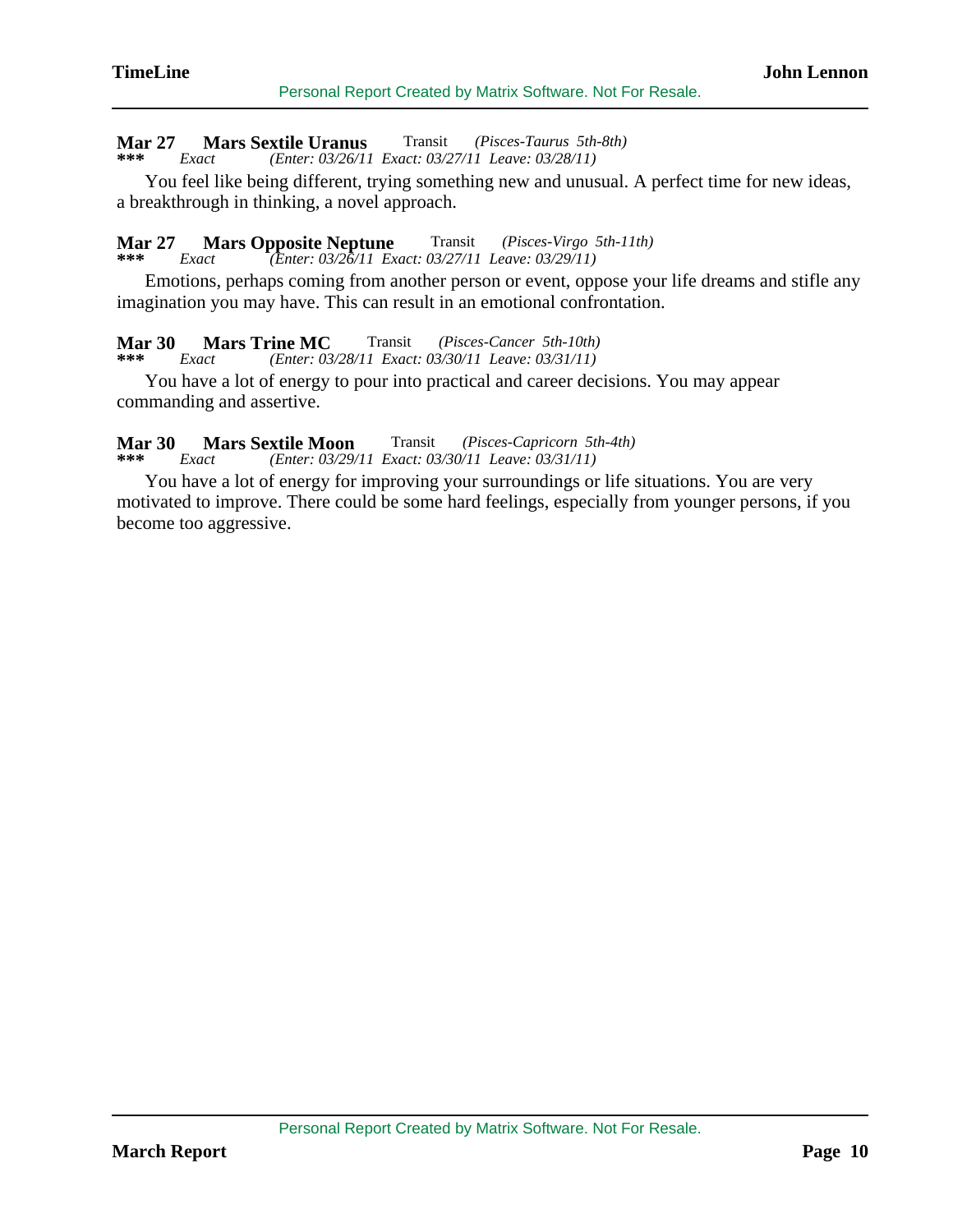**Mar 27** **Mars Sextile Uranus** Transit *(Pisces-Taurus 5th-8th)*
*** *Exact* *(Enter: 03/26/11 Exact: 03/27/11 Leave: 03/28/11)*

You feel like being different, trying something new and unusual. A perfect time for new ideas, a breakthrough in thinking, a novel approach.

**Mar 27** **Mars Opposite Neptune** Transit *(Pisces-Virgo 5th-11th)*
*** *Exact* *(Enter: 03/26/11 Exact: 03/27/11 Leave: 03/29/11)*

Emotions, perhaps coming from another person or event, oppose your life dreams and stifle any imagination you may have. This can result in an emotional confrontation.

**Mar 30** **Mars Trine MC** Transit *(Pisces-Cancer 5th-10th)*
*** *Exact* *(Enter: 03/28/11 Exact: 03/30/11 Leave: 03/31/11)*

You have a lot of energy to pour into practical and career decisions. You may appear commanding and assertive.

**Mar 30** **Mars Sextile Moon** Transit *(Pisces-Capricorn 5th-4th)*
*** *Exact* *(Enter: 03/29/11 Exact: 03/30/11 Leave: 03/31/11)*

You have a lot of energy for improving your surroundings or life situations. You are very motivated to improve. There could be some hard feelings, especially from younger persons, if you become too aggressive.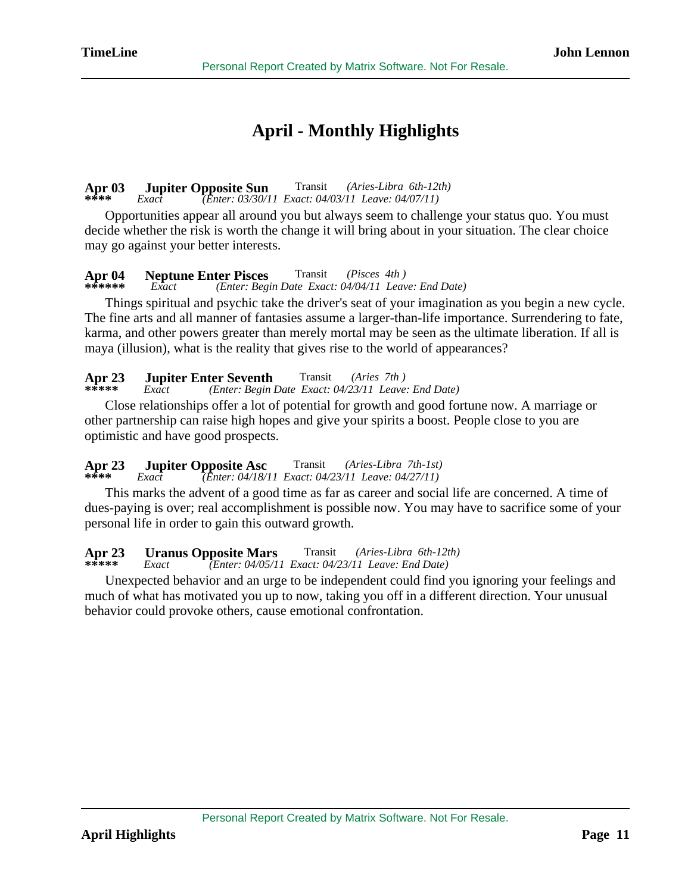# April - Monthly Highlights

**Apr 03** **Jupiter Opposite Sun** Transit *(Aries-Libra 6th-12th)*
**\*\*\*\*** *Exact* *(Enter: 03/30/11 Exact: 04/03/11 Leave: 04/07/11)*

Opportunities appear all around you but always seem to challenge your status quo. You must decide whether the risk is worth the change it will bring about in your situation. The clear choice may go against your better interests.

**Apr 04** **Neptune Enter Pisces** Transit *(Pisces 4th )*
**\*\*\*\*\*\*** *Exact* *(Enter: Begin Date Exact: 04/04/11 Leave: End Date)*

Things spiritual and psychic take the driver's seat of your imagination as you begin a new cycle. The fine arts and all manner of fantasies assume a larger-than-life importance. Surrendering to fate, karma, and other powers greater than merely mortal may be seen as the ultimate liberation. If all is maya (illusion), what is the reality that gives rise to the world of appearances?

**Apr 23** **Jupiter Enter Seventh** Transit *(Aries 7th )*
**\*\*\*\*\*** *Exact* *(Enter: Begin Date Exact: 04/23/11 Leave: End Date)*

Close relationships offer a lot of potential for growth and good fortune now. A marriage or other partnership can raise high hopes and give your spirits a boost. People close to you are optimistic and have good prospects.

**Apr 23** **Jupiter Opposite Asc** Transit *(Aries-Libra 7th-1st)*
**\*\*\*\*** *Exact* *(Enter: 04/18/11 Exact: 04/23/11 Leave: 04/27/11)*

This marks the advent of a good time as far as career and social life are concerned. A time of dues-paying is over; real accomplishment is possible now. You may have to sacrifice some of your personal life in order to gain this outward growth.

**Apr 23** **Uranus Opposite Mars** Transit *(Aries-Libra 6th-12th)*
**\*\*\*\*\*** *Exact* *(Enter: 04/05/11 Exact: 04/23/11 Leave: End Date)*

Unexpected behavior and an urge to be independent could find you ignoring your feelings and much of what has motivated you up to now, taking you off in a different direction. Your unusual behavior could provoke others, cause emotional confrontation.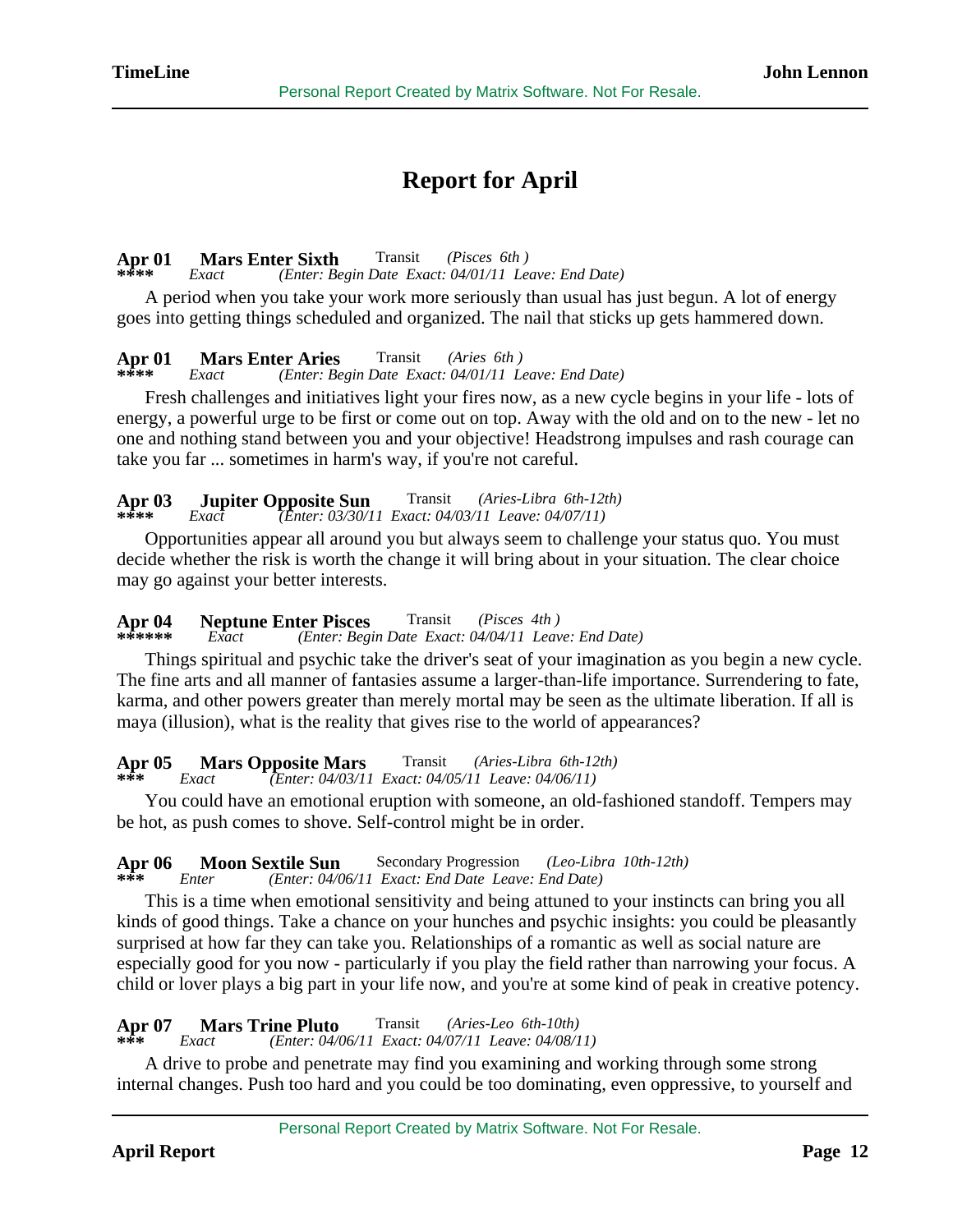# Report for April

**Apr 01** **Mars Enter Sixth** Transit *(Pisces 6th )*
**\*\*\*\*** *Exact* *(Enter: Begin Date Exact: 04/01/11 Leave: End Date)*

A period when you take your work more seriously than usual has just begun. A lot of energy goes into getting things scheduled and organized. The nail that sticks up gets hammered down.

**Apr 01** **Mars Enter Aries** Transit *(Aries 6th )*
**\*\*\*\*** *Exact* *(Enter: Begin Date Exact: 04/01/11 Leave: End Date)*

Fresh challenges and initiatives light your fires now, as a new cycle begins in your life - lots of energy, a powerful urge to be first or come out on top. Away with the old and on to the new - let no one and nothing stand between you and your objective! Headstrong impulses and rash courage can take you far ... sometimes in harm's way, if you're not careful.

**Apr 03** **Jupiter Opposite Sun** Transit *(Aries-Libra 6th-12th)*
**\*\*\*\*** *Exact* *(Enter: 03/30/11 Exact: 04/03/11 Leave: 04/07/11)*

Opportunities appear all around you but always seem to challenge your status quo. You must decide whether the risk is worth the change it will bring about in your situation. The clear choice may go against your better interests.

**Apr 04** **Neptune Enter Pisces** Transit *(Pisces 4th )*
**\*\*\*\*\*\*** *Exact* *(Enter: Begin Date Exact: 04/04/11 Leave: End Date)*

Things spiritual and psychic take the driver's seat of your imagination as you begin a new cycle. The fine arts and all manner of fantasies assume a larger-than-life importance. Surrendering to fate, karma, and other powers greater than merely mortal may be seen as the ultimate liberation. If all is maya (illusion), what is the reality that gives rise to the world of appearances?

**Apr 05** **Mars Opposite Mars** Transit *(Aries-Libra 6th-12th)*
**\*\*\*** *Exact* *(Enter: 04/03/11 Exact: 04/05/11 Leave: 04/06/11)*

You could have an emotional eruption with someone, an old-fashioned standoff. Tempers may be hot, as push comes to shove. Self-control might be in order.

**Apr 06** **Moon Sextile Sun** Secondary Progression *(Leo-Libra 10th-12th)*
**\*\*\*** *Enter* *(Enter: 04/06/11 Exact: End Date Leave: End Date)*

This is a time when emotional sensitivity and being attuned to your instincts can bring you all kinds of good things. Take a chance on your hunches and psychic insights: you could be pleasantly surprised at how far they can take you. Relationships of a romantic as well as social nature are especially good for you now - particularly if you play the field rather than narrowing your focus. A child or lover plays a big part in your life now, and you're at some kind of peak in creative potency.

**Apr 07** **Mars Trine Pluto** Transit *(Aries-Leo 6th-10th)*
**\*\*\*** *Exact* *(Enter: 04/06/11 Exact: 04/07/11 Leave: 04/08/11)*

A drive to probe and penetrate may find you examining and working through some strong internal changes. Push too hard and you could be too dominating, even oppressive, to yourself and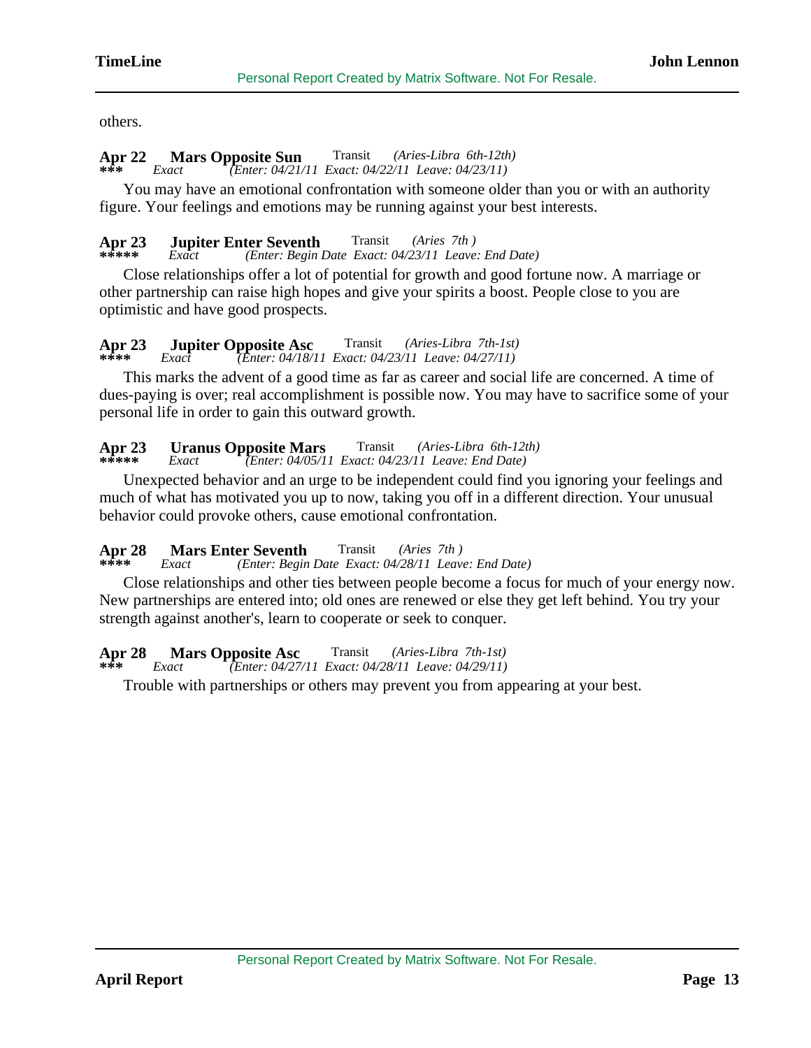others.

**Apr 22** **Mars Opposite Sun** Transit *(Aries-Libra 6th-12th)*
*** *Exact* *(Enter: 04/21/11 Exact: 04/22/11 Leave: 04/23/11)*

You may have an emotional confrontation with someone older than you or with an authority figure. Your feelings and emotions may be running against your best interests.

**Apr 23** **Jupiter Enter Seventh** Transit *(Aries 7th )*
***** *Exact* *(Enter: Begin Date Exact: 04/23/11 Leave: End Date)*

Close relationships offer a lot of potential for growth and good fortune now. A marriage or other partnership can raise high hopes and give your spirits a boost. People close to you are optimistic and have good prospects.

**Apr 23** **Jupiter Opposite Asc** Transit *(Aries-Libra 7th-1st)*
**** *Exact* *(Enter: 04/18/11 Exact: 04/23/11 Leave: 04/27/11)*

This marks the advent of a good time as far as career and social life are concerned. A time of dues-paying is over; real accomplishment is possible now. You may have to sacrifice some of your personal life in order to gain this outward growth.

**Apr 23** **Uranus Opposite Mars** Transit *(Aries-Libra 6th-12th)*
***** *Exact* *(Enter: 04/05/11 Exact: 04/23/11 Leave: End Date)*

Unexpected behavior and an urge to be independent could find you ignoring your feelings and much of what has motivated you up to now, taking you off in a different direction. Your unusual behavior could provoke others, cause emotional confrontation.

**Apr 28** **Mars Enter Seventh** Transit *(Aries 7th )*
**** *Exact* *(Enter: Begin Date Exact: 04/28/11 Leave: End Date)*

Close relationships and other ties between people become a focus for much of your energy now. New partnerships are entered into; old ones are renewed or else they get left behind. You try your strength against another's, learn to cooperate or seek to conquer.

**Apr 28** **Mars Opposite Asc** Transit *(Aries-Libra 7th-1st)*
*** *Exact* *(Enter: 04/27/11 Exact: 04/28/11 Leave: 04/29/11)*

Trouble with partnerships or others may prevent you from appearing at your best.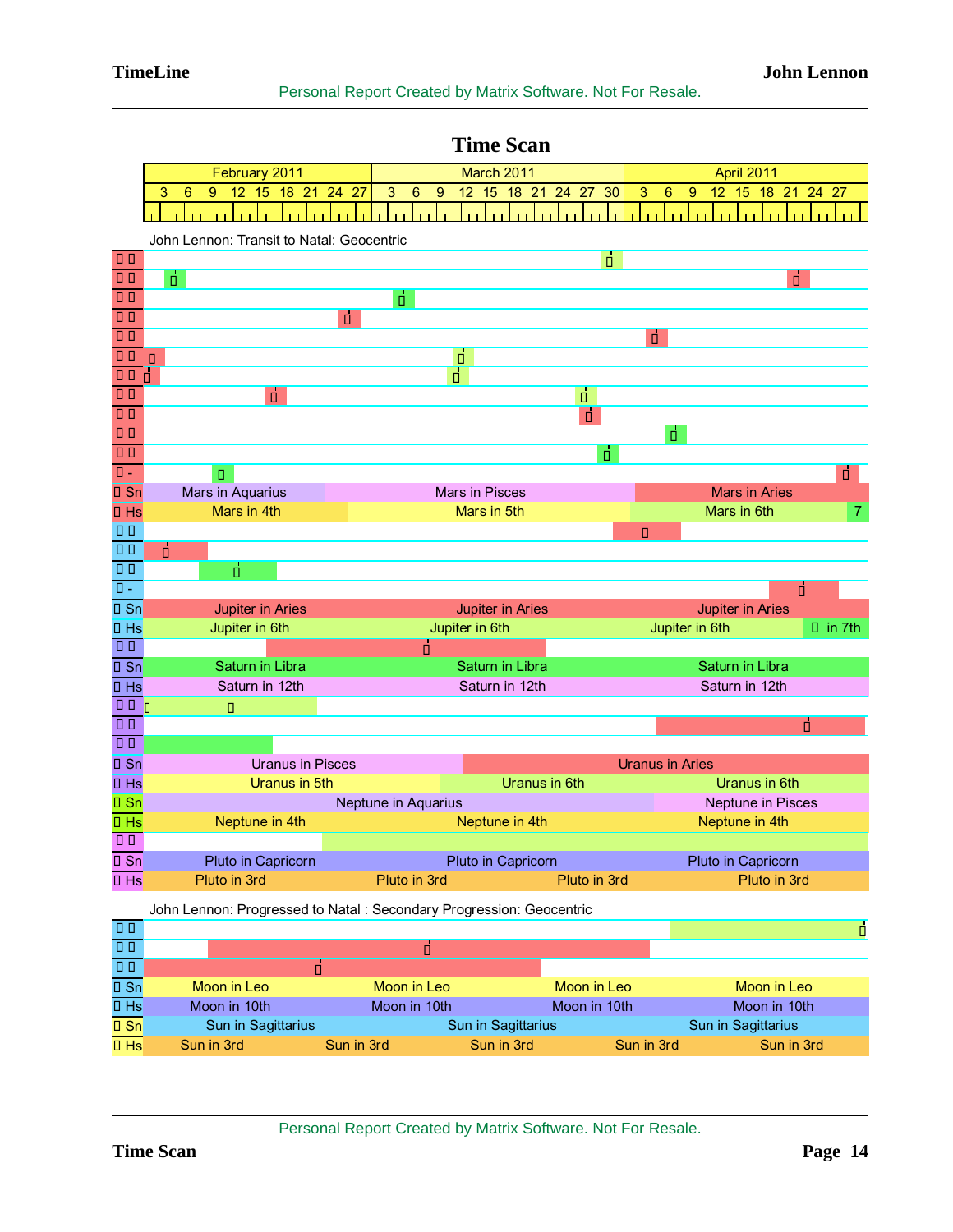# Time Scan

| February 2011 | March 2011 | April 2011 |
|---|---|---|
| 3 6 9 12 15 18 21 24 27 | 3 6 9 12 15 18 21 24 27 30 | 3 6 9 12 15 18 21 24 27 |

John Lennon: Transit to Natal: Geocentric

| Row | Feb 2011 | Mar 2011 | Apr 2011 |
|---|---|---|---|
| Sn | Mars in Aquarius | Mars in Pisces | Mars in Aries |
| Hs | Mars in 4th | Mars in 5th | Mars in 6th / 7 |
| Sn | Jupiter in Aries | Jupiter in Aries | Jupiter in Aries |
| Hs | Jupiter in 6th | Jupiter in 6th | Jupiter in 6th / in 7th |
| Sn | Saturn in Libra | Saturn in Libra | Saturn in Libra |
| Hs | Saturn in 12th | Saturn in 12th | Saturn in 12th |
| Sn | Uranus in Pisces | Uranus in Aries | |
| Hs | Uranus in 5th | Uranus in 6th | Uranus in 6th |
| Sn | Neptune in Aquarius | | Neptune in Pisces |
| Hs | Neptune in 4th | Neptune in 4th | Neptune in 4th |
| Sn | Pluto in Capricorn | Pluto in Capricorn | Pluto in Capricorn |
| Hs | Pluto in 3rd | Pluto in 3rd | Pluto in 3rd / Pluto in 3rd |

John Lennon: Progressed to Natal : Secondary Progression: Geocentric

| Row | | | | | |
|---|---|---|---|---|---|
| Sn | Moon in Leo | Moon in Leo | Moon in Leo | Moon in Leo | |
| Hs | Moon in 10th | Moon in 10th | Moon in 10th | Moon in 10th | |
| Sn | Sun in Sagittarius | Sun in Sagittarius | Sun in Sagittarius | | |
| Hs | Sun in 3rd | Sun in 3rd | Sun in 3rd | Sun in 3rd | Sun in 3rd |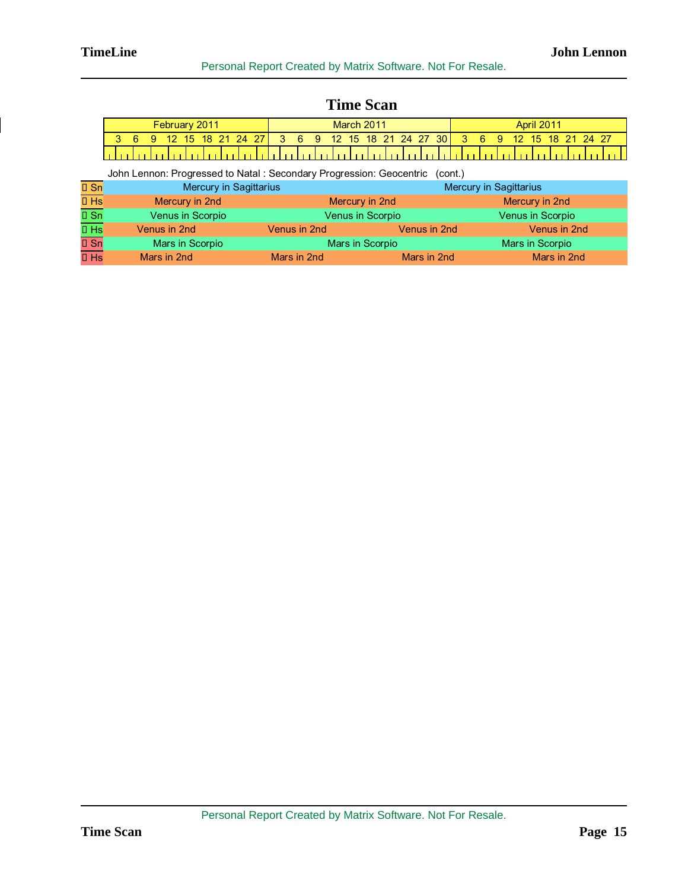## Time Scan

February 2011 | March 2011 | April 2011

3 6 9 12 15 18 21 24 27 | 3 6 9 12 15 18 21 24 27 30 | 3 6 9 12 15 18 21 24 27

John Lennon: Progressed to Natal : Secondary Progression: Geocentric (cont.)

| | |
|---|---|
| Sn | Mercury in Sagittarius — Mercury in Sagittarius |
| Hs | Mercury in 2nd — Mercury in 2nd — Mercury in 2nd |
| Sn | Venus in Scorpio — Venus in Scorpio — Venus in Scorpio |
| Hs | Venus in 2nd — Venus in 2nd — Venus in 2nd — Venus in 2nd |
| Sn | Mars in Scorpio — Mars in Scorpio — Mars in Scorpio |
| Hs | Mars in 2nd — Mars in 2nd — Mars in 2nd — Mars in 2nd |